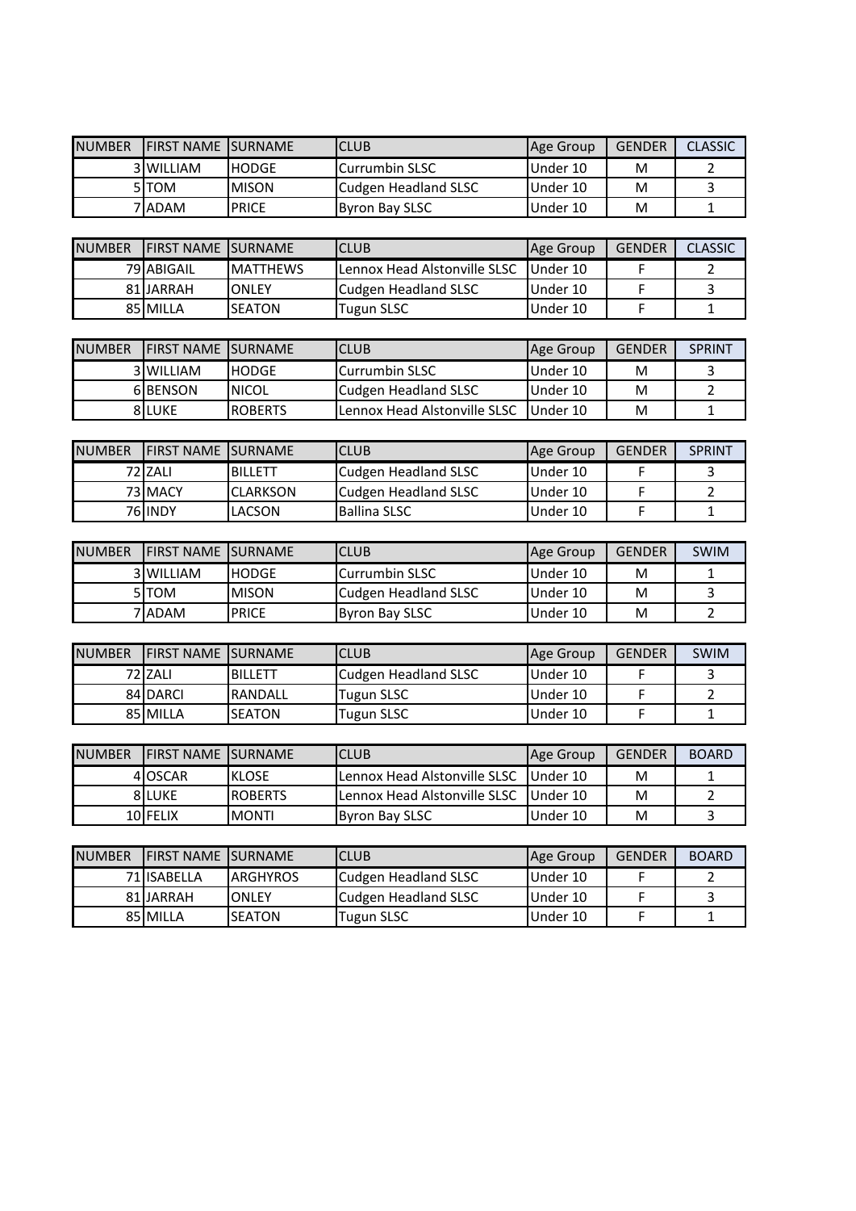| NUMBER | FIRST NAME | SURNAME | CLUB | Age Group | GENDER | CLASSIC |
|---|---|---|---|---|---|---|
| 3 | WILLIAM | HODGE | Currumbin SLSC | Under 10 | M | 2 |
| 5 | TOM | MISON | Cudgen Headland SLSC | Under 10 | M | 3 |
| 7 | ADAM | PRICE | Byron Bay SLSC | Under 10 | M | 1 |

| NUMBER | FIRST NAME | SURNAME | CLUB | Age Group | GENDER | CLASSIC |
|---|---|---|---|---|---|---|
| 79 | ABIGAIL | MATTHEWS | Lennox Head Alstonville SLSC | Under 10 | F | 2 |
| 81 | JARRAH | ONLEY | Cudgen Headland SLSC | Under 10 | F | 3 |
| 85 | MILLA | SEATON | Tugun SLSC | Under 10 | F | 1 |

| NUMBER | FIRST NAME | SURNAME | CLUB | Age Group | GENDER | SPRINT |
|---|---|---|---|---|---|---|
| 3 | WILLIAM | HODGE | Currumbin SLSC | Under 10 | M | 3 |
| 6 | BENSON | NICOL | Cudgen Headland SLSC | Under 10 | M | 2 |
| 8 | LUKE | ROBERTS | Lennox Head Alstonville SLSC | Under 10 | M | 1 |

| NUMBER | FIRST NAME | SURNAME | CLUB | Age Group | GENDER | SPRINT |
|---|---|---|---|---|---|---|
| 72 | ZALI | BILLETT | Cudgen Headland SLSC | Under 10 | F | 3 |
| 73 | MACY | CLARKSON | Cudgen Headland SLSC | Under 10 | F | 2 |
| 76 | INDY | LACSON | Ballina SLSC | Under 10 | F | 1 |

| NUMBER | FIRST NAME | SURNAME | CLUB | Age Group | GENDER | SWIM |
|---|---|---|---|---|---|---|
| 3 | WILLIAM | HODGE | Currumbin SLSC | Under 10 | M | 1 |
| 5 | TOM | MISON | Cudgen Headland SLSC | Under 10 | M | 3 |
| 7 | ADAM | PRICE | Byron Bay SLSC | Under 10 | M | 2 |

| NUMBER | FIRST NAME | SURNAME | CLUB | Age Group | GENDER | SWIM |
|---|---|---|---|---|---|---|
| 72 | ZALI | BILLETT | Cudgen Headland SLSC | Under 10 | F | 3 |
| 84 | DARCI | RANDALL | Tugun SLSC | Under 10 | F | 2 |
| 85 | MILLA | SEATON | Tugun SLSC | Under 10 | F | 1 |

| NUMBER | FIRST NAME | SURNAME | CLUB | Age Group | GENDER | BOARD |
|---|---|---|---|---|---|---|
| 4 | OSCAR | KLOSE | Lennox Head Alstonville SLSC | Under 10 | M | 1 |
| 8 | LUKE | ROBERTS | Lennox Head Alstonville SLSC | Under 10 | M | 2 |
| 10 | FELIX | MONTI | Byron Bay SLSC | Under 10 | M | 3 |

| NUMBER | FIRST NAME | SURNAME | CLUB | Age Group | GENDER | BOARD |
|---|---|---|---|---|---|---|
| 71 | ISABELLA | ARGHYROS | Cudgen Headland SLSC | Under 10 | F | 2 |
| 81 | JARRAH | ONLEY | Cudgen Headland SLSC | Under 10 | F | 3 |
| 85 | MILLA | SEATON | Tugun SLSC | Under 10 | F | 1 |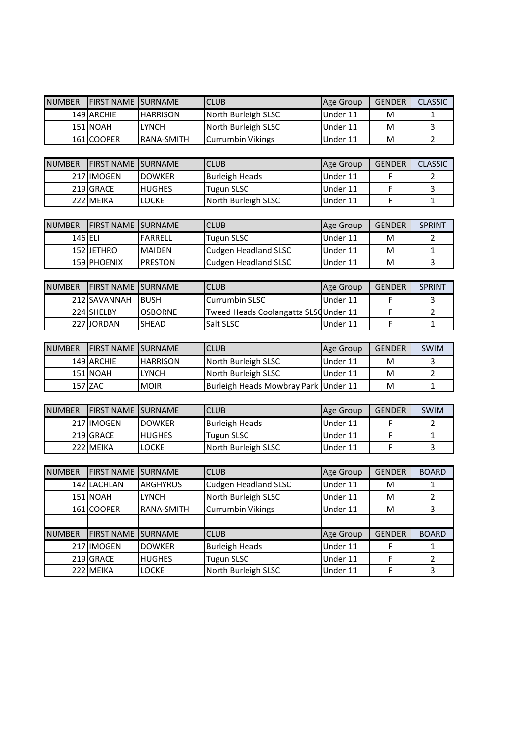| NUMBER | FIRST NAME | SURNAME | CLUB | Age Group | GENDER | CLASSIC |
|---|---|---|---|---|---|---|
| 149 | ARCHIE | HARRISON | North Burleigh SLSC | Under 11 | M | 1 |
| 151 | NOAH | LYNCH | North Burleigh SLSC | Under 11 | M | 3 |
| 161 | COOPER | RANA-SMITH | Currumbin Vikings | Under 11 | M | 2 |

| NUMBER | FIRST NAME | SURNAME | CLUB | Age Group | GENDER | CLASSIC |
|---|---|---|---|---|---|---|
| 217 | IMOGEN | DOWKER | Burleigh Heads | Under 11 | F | 2 |
| 219 | GRACE | HUGHES | Tugun SLSC | Under 11 | F | 3 |
| 222 | MEIKA | LOCKE | North Burleigh SLSC | Under 11 | F | 1 |

| NUMBER | FIRST NAME | SURNAME | CLUB | Age Group | GENDER | SPRINT |
|---|---|---|---|---|---|---|
| 146 | ELI | FARRELL | Tugun SLSC | Under 11 | M | 2 |
| 152 | JETHRO | MAIDEN | Cudgen Headland SLSC | Under 11 | M | 1 |
| 159 | PHOENIX | PRESTON | Cudgen Headland SLSC | Under 11 | M | 3 |

| NUMBER | FIRST NAME | SURNAME | CLUB | Age Group | GENDER | SPRINT |
|---|---|---|---|---|---|---|
| 212 | SAVANNAH | BUSH | Currumbin SLSC | Under 11 | F | 3 |
| 224 | SHELBY | OSBORNE | Tweed Heads Coolangatta SLSC | Under 11 | F | 2 |
| 227 | JORDAN | SHEAD | Salt SLSC | Under 11 | F | 1 |

| NUMBER | FIRST NAME | SURNAME | CLUB | Age Group | GENDER | SWIM |
|---|---|---|---|---|---|---|
| 149 | ARCHIE | HARRISON | North Burleigh SLSC | Under 11 | M | 3 |
| 151 | NOAH | LYNCH | North Burleigh SLSC | Under 11 | M | 2 |
| 157 | ZAC | MOIR | Burleigh Heads Mowbray Park | Under 11 | M | 1 |

| NUMBER | FIRST NAME | SURNAME | CLUB | Age Group | GENDER | SWIM |
|---|---|---|---|---|---|---|
| 217 | IMOGEN | DOWKER | Burleigh Heads | Under 11 | F | 2 |
| 219 | GRACE | HUGHES | Tugun SLSC | Under 11 | F | 1 |
| 222 | MEIKA | LOCKE | North Burleigh SLSC | Under 11 | F | 3 |

| NUMBER | FIRST NAME | SURNAME | CLUB | Age Group | GENDER | BOARD |
|---|---|---|---|---|---|---|
| 142 | LACHLAN | ARGHYROS | Cudgen Headland SLSC | Under 11 | M | 1 |
| 151 | NOAH | LYNCH | North Burleigh SLSC | Under 11 | M | 2 |
| 161 | COOPER | RANA-SMITH | Currumbin Vikings | Under 11 | M | 3 |

| NUMBER | FIRST NAME | SURNAME | CLUB | Age Group | GENDER | BOARD |
|---|---|---|---|---|---|---|
| 217 | IMOGEN | DOWKER | Burleigh Heads | Under 11 | F | 1 |
| 219 | GRACE | HUGHES | Tugun SLSC | Under 11 | F | 2 |
| 222 | MEIKA | LOCKE | North Burleigh SLSC | Under 11 | F | 3 |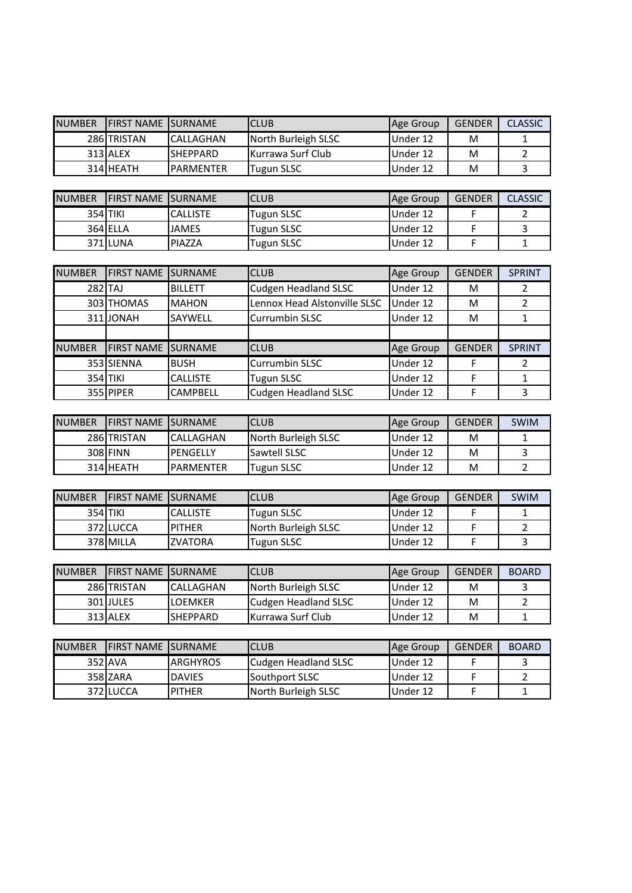| NUMBER | FIRST NAME | SURNAME | CLUB | Age Group | GENDER | CLASSIC |
|---|---|---|---|---|---|---|
| 286 | TRISTAN | CALLAGHAN | North Burleigh SLSC | Under 12 | M | 1 |
| 313 | ALEX | SHEPPARD | Kurrawa Surf Club | Under 12 | M | 2 |
| 314 | HEATH | PARMENTER | Tugun SLSC | Under 12 | M | 3 |

| NUMBER | FIRST NAME | SURNAME | CLUB | Age Group | GENDER | CLASSIC |
|---|---|---|---|---|---|---|
| 354 | TIKI | CALLISTE | Tugun SLSC | Under 12 | F | 2 |
| 364 | ELLA | JAMES | Tugun SLSC | Under 12 | F | 3 |
| 371 | LUNA | PIAZZA | Tugun SLSC | Under 12 | F | 1 |

| NUMBER | FIRST NAME | SURNAME | CLUB | Age Group | GENDER | SPRINT |
|---|---|---|---|---|---|---|
| 282 | TAJ | BILLETT | Cudgen Headland SLSC | Under 12 | M | 2 |
| 303 | THOMAS | MAHON | Lennox Head Alstonville SLSC | Under 12 | M | 2 |
| 311 | JONAH | SAYWELL | Currumbin SLSC | Under 12 | M | 1 |

| NUMBER | FIRST NAME | SURNAME | CLUB | Age Group | GENDER | SPRINT |
|---|---|---|---|---|---|---|
| 353 | SIENNA | BUSH | Currumbin SLSC | Under 12 | F | 2 |
| 354 | TIKI | CALLISTE | Tugun SLSC | Under 12 | F | 1 |
| 355 | PIPER | CAMPBELL | Cudgen Headland SLSC | Under 12 | F | 3 |

| NUMBER | FIRST NAME | SURNAME | CLUB | Age Group | GENDER | SWIM |
|---|---|---|---|---|---|---|
| 286 | TRISTAN | CALLAGHAN | North Burleigh SLSC | Under 12 | M | 1 |
| 308 | FINN | PENGELLY | Sawtell SLSC | Under 12 | M | 3 |
| 314 | HEATH | PARMENTER | Tugun SLSC | Under 12 | M | 2 |

| NUMBER | FIRST NAME | SURNAME | CLUB | Age Group | GENDER | SWIM |
|---|---|---|---|---|---|---|
| 354 | TIKI | CALLISTE | Tugun SLSC | Under 12 | F | 1 |
| 372 | LUCCA | PITHER | North Burleigh SLSC | Under 12 | F | 2 |
| 378 | MILLA | ZVATORA | Tugun SLSC | Under 12 | F | 3 |

| NUMBER | FIRST NAME | SURNAME | CLUB | Age Group | GENDER | BOARD |
|---|---|---|---|---|---|---|
| 286 | TRISTAN | CALLAGHAN | North Burleigh SLSC | Under 12 | M | 3 |
| 301 | JULES | LOEMKER | Cudgen Headland SLSC | Under 12 | M | 2 |
| 313 | ALEX | SHEPPARD | Kurrawa Surf Club | Under 12 | M | 1 |

| NUMBER | FIRST NAME | SURNAME | CLUB | Age Group | GENDER | BOARD |
|---|---|---|---|---|---|---|
| 352 | AVA | ARGHYROS | Cudgen Headland SLSC | Under 12 | F | 3 |
| 358 | ZARA | DAVIES | Southport SLSC | Under 12 | F | 2 |
| 372 | LUCCA | PITHER | North Burleigh SLSC | Under 12 | F | 1 |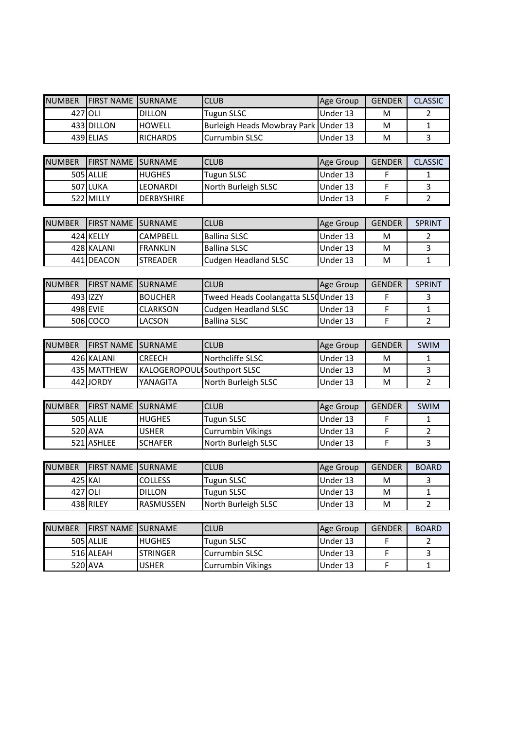| NUMBER | FIRST NAME | SURNAME | CLUB | Age Group | GENDER | CLASSIC |
|---|---|---|---|---|---|---|
| 427 | OLI | DILLON | Tugun SLSC | Under 13 | M | 2 |
| 433 | DILLON | HOWELL | Burleigh Heads Mowbray Park | Under 13 | M | 1 |
| 439 | ELIAS | RICHARDS | Currumbin SLSC | Under 13 | M | 3 |

| NUMBER | FIRST NAME | SURNAME | CLUB | Age Group | GENDER | CLASSIC |
|---|---|---|---|---|---|---|
| 505 | ALLIE | HUGHES | Tugun SLSC | Under 13 | F | 1 |
| 507 | LUKA | LEONARDI | North Burleigh SLSC | Under 13 | F | 3 |
| 522 | MILLY | DERBYSHIRE | | Under 13 | F | 2 |

| NUMBER | FIRST NAME | SURNAME | CLUB | Age Group | GENDER | SPRINT |
|---|---|---|---|---|---|---|
| 424 | KELLY | CAMPBELL | Ballina SLSC | Under 13 | M | 2 |
| 428 | KALANI | FRANKLIN | Ballina SLSC | Under 13 | M | 3 |
| 441 | DEACON | STREADER | Cudgen Headland SLSC | Under 13 | M | 1 |

| NUMBER | FIRST NAME | SURNAME | CLUB | Age Group | GENDER | SPRINT |
|---|---|---|---|---|---|---|
| 493 | IZZY | BOUCHER | Tweed Heads Coolangatta SLSC | Under 13 | F | 3 |
| 498 | EVIE | CLARKSON | Cudgen Headland SLSC | Under 13 | F | 1 |
| 506 | COCO | LACSON | Ballina SLSC | Under 13 | F | 2 |

| NUMBER | FIRST NAME | SURNAME | CLUB | Age Group | GENDER | SWIM |
|---|---|---|---|---|---|---|
| 426 | KALANI | CREECH | Northcliffe SLSC | Under 13 | M | 1 |
| 435 | MATTHEW | KALOGEROPOUL( | Southport SLSC | Under 13 | M | 3 |
| 442 | JORDY | YANAGITA | North Burleigh SLSC | Under 13 | M | 2 |

| NUMBER | FIRST NAME | SURNAME | CLUB | Age Group | GENDER | SWIM |
|---|---|---|---|---|---|---|
| 505 | ALLIE | HUGHES | Tugun SLSC | Under 13 | F | 1 |
| 520 | AVA | USHER | Currumbin Vikings | Under 13 | F | 2 |
| 521 | ASHLEE | SCHAFER | North Burleigh SLSC | Under 13 | F | 3 |

| NUMBER | FIRST NAME | SURNAME | CLUB | Age Group | GENDER | BOARD |
|---|---|---|---|---|---|---|
| 425 | KAI | COLLESS | Tugun SLSC | Under 13 | M | 3 |
| 427 | OLI | DILLON | Tugun SLSC | Under 13 | M | 1 |
| 438 | RILEY | RASMUSSEN | North Burleigh SLSC | Under 13 | M | 2 |

| NUMBER | FIRST NAME | SURNAME | CLUB | Age Group | GENDER | BOARD |
|---|---|---|---|---|---|---|
| 505 | ALLIE | HUGHES | Tugun SLSC | Under 13 | F | 2 |
| 516 | ALEAH | STRINGER | Currumbin SLSC | Under 13 | F | 3 |
| 520 | AVA | USHER | Currumbin Vikings | Under 13 | F | 1 |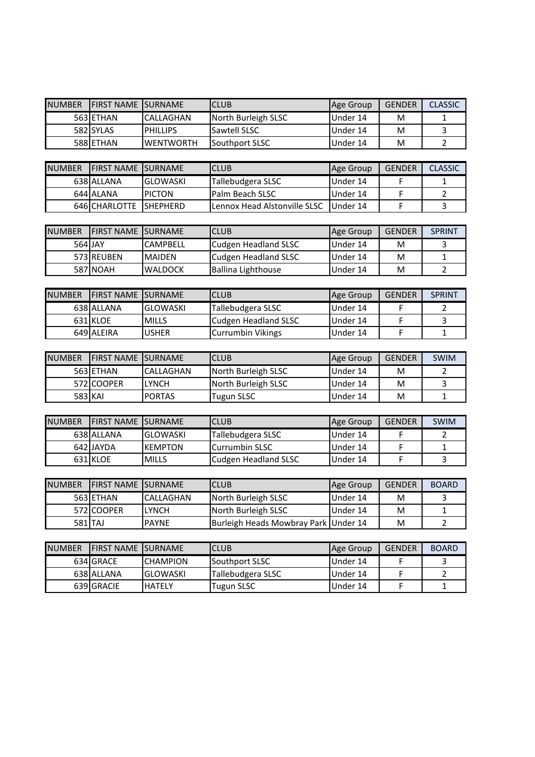| NUMBER | FIRST NAME | SURNAME | CLUB | Age Group | GENDER | CLASSIC |
|---|---|---|---|---|---|---|
| 563 | ETHAN | CALLAGHAN | North Burleigh SLSC | Under 14 | M | 1 |
| 582 | SYLAS | PHILLIPS | Sawtell SLSC | Under 14 | M | 3 |
| 588 | ETHAN | WENTWORTH | Southport SLSC | Under 14 | M | 2 |

| NUMBER | FIRST NAME | SURNAME | CLUB | Age Group | GENDER | CLASSIC |
|---|---|---|---|---|---|---|
| 638 | ALLANA | GLOWASKI | Tallebudgera SLSC | Under 14 | F | 1 |
| 644 | ALANA | PICTON | Palm Beach SLSC | Under 14 | F | 2 |
| 646 | CHARLOTTE | SHEPHERD | Lennox Head Alstonville SLSC | Under 14 | F | 3 |

| NUMBER | FIRST NAME | SURNAME | CLUB | Age Group | GENDER | SPRINT |
|---|---|---|---|---|---|---|
| 564 | JAY | CAMPBELL | Cudgen Headland SLSC | Under 14 | M | 3 |
| 573 | REUBEN | MAIDEN | Cudgen Headland SLSC | Under 14 | M | 1 |
| 587 | NOAH | WALDOCK | Ballina Lighthouse | Under 14 | M | 2 |

| NUMBER | FIRST NAME | SURNAME | CLUB | Age Group | GENDER | SPRINT |
|---|---|---|---|---|---|---|
| 638 | ALLANA | GLOWASKI | Tallebudgera SLSC | Under 14 | F | 2 |
| 631 | KLOE | MILLS | Cudgen Headland SLSC | Under 14 | F | 3 |
| 649 | ALEIRA | USHER | Currumbin Vikings | Under 14 | F | 1 |

| NUMBER | FIRST NAME | SURNAME | CLUB | Age Group | GENDER | SWIM |
|---|---|---|---|---|---|---|
| 563 | ETHAN | CALLAGHAN | North Burleigh SLSC | Under 14 | M | 2 |
| 572 | COOPER | LYNCH | North Burleigh SLSC | Under 14 | M | 3 |
| 583 | KAI | PORTAS | Tugun SLSC | Under 14 | M | 1 |

| NUMBER | FIRST NAME | SURNAME | CLUB | Age Group | GENDER | SWIM |
|---|---|---|---|---|---|---|
| 638 | ALLANA | GLOWASKI | Tallebudgera SLSC | Under 14 | F | 2 |
| 642 | JAYDA | KEMPTON | Currumbin SLSC | Under 14 | F | 1 |
| 631 | KLOE | MILLS | Cudgen Headland SLSC | Under 14 | F | 3 |

| NUMBER | FIRST NAME | SURNAME | CLUB | Age Group | GENDER | BOARD |
|---|---|---|---|---|---|---|
| 563 | ETHAN | CALLAGHAN | North Burleigh SLSC | Under 14 | M | 3 |
| 572 | COOPER | LYNCH | North Burleigh SLSC | Under 14 | M | 1 |
| 581 | TAJ | PAYNE | Burleigh Heads Mowbray Park | Under 14 | M | 2 |

| NUMBER | FIRST NAME | SURNAME | CLUB | Age Group | GENDER | BOARD |
|---|---|---|---|---|---|---|
| 634 | GRACE | CHAMPION | Southport SLSC | Under 14 | F | 3 |
| 638 | ALLANA | GLOWASKI | Tallebudgera SLSC | Under 14 | F | 2 |
| 639 | GRACIE | HATELY | Tugun SLSC | Under 14 | F | 1 |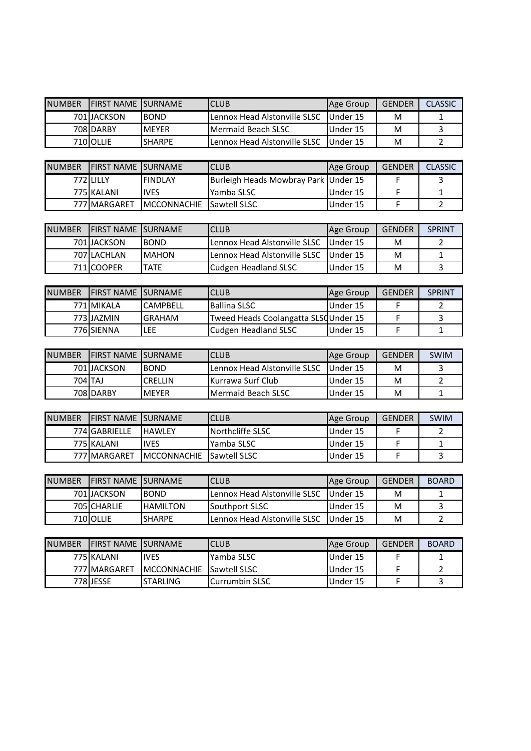| NUMBER | FIRST NAME | SURNAME | CLUB | Age Group | GENDER | CLASSIC |
|---|---|---|---|---|---|---|
| 701 | JACKSON | BOND | Lennox Head Alstonville SLSC | Under 15 | M | 1 |
| 708 | DARBY | MEYER | Mermaid Beach SLSC | Under 15 | M | 3 |
| 710 | OLLIE | SHARPE | Lennox Head Alstonville SLSC | Under 15 | M | 2 |

| NUMBER | FIRST NAME | SURNAME | CLUB | Age Group | GENDER | CLASSIC |
|---|---|---|---|---|---|---|
| 772 | LILLY | FINDLAY | Burleigh Heads Mowbray Park | Under 15 | F | 3 |
| 775 | KALANI | IVES | Yamba SLSC | Under 15 | F | 1 |
| 777 | MARGARET | MCCONNACHIE | Sawtell SLSC | Under 15 | F | 2 |

| NUMBER | FIRST NAME | SURNAME | CLUB | Age Group | GENDER | SPRINT |
|---|---|---|---|---|---|---|
| 701 | JACKSON | BOND | Lennox Head Alstonville SLSC | Under 15 | M | 2 |
| 707 | LACHLAN | MAHON | Lennox Head Alstonville SLSC | Under 15 | M | 1 |
| 711 | COOPER | TATE | Cudgen Headland SLSC | Under 15 | M | 3 |

| NUMBER | FIRST NAME | SURNAME | CLUB | Age Group | GENDER | SPRINT |
|---|---|---|---|---|---|---|
| 771 | MIKALA | CAMPBELL | Ballina SLSC | Under 15 | F | 2 |
| 773 | JAZMIN | GRAHAM | Tweed Heads Coolangatta SLSC | Under 15 | F | 3 |
| 776 | SIENNA | LEE | Cudgen Headland SLSC | Under 15 | F | 1 |

| NUMBER | FIRST NAME | SURNAME | CLUB | Age Group | GENDER | SWIM |
|---|---|---|---|---|---|---|
| 701 | JACKSON | BOND | Lennox Head Alstonville SLSC | Under 15 | M | 3 |
| 704 | TAJ | CRELLIN | Kurrawa Surf Club | Under 15 | M | 2 |
| 708 | DARBY | MEYER | Mermaid Beach SLSC | Under 15 | M | 1 |

| NUMBER | FIRST NAME | SURNAME | CLUB | Age Group | GENDER | SWIM |
|---|---|---|---|---|---|---|
| 774 | GABRIELLE | HAWLEY | Northcliffe SLSC | Under 15 | F | 2 |
| 775 | KALANI | IVES | Yamba SLSC | Under 15 | F | 1 |
| 777 | MARGARET | MCCONNACHIE | Sawtell SLSC | Under 15 | F | 3 |

| NUMBER | FIRST NAME | SURNAME | CLUB | Age Group | GENDER | BOARD |
|---|---|---|---|---|---|---|
| 701 | JACKSON | BOND | Lennox Head Alstonville SLSC | Under 15 | M | 1 |
| 705 | CHARLIE | HAMILTON | Southport SLSC | Under 15 | M | 3 |
| 710 | OLLIE | SHARPE | Lennox Head Alstonville SLSC | Under 15 | M | 2 |

| NUMBER | FIRST NAME | SURNAME | CLUB | Age Group | GENDER | BOARD |
|---|---|---|---|---|---|---|
| 775 | KALANI | IVES | Yamba SLSC | Under 15 | F | 1 |
| 777 | MARGARET | MCCONNACHIE | Sawtell SLSC | Under 15 | F | 2 |
| 778 | JESSE | STARLING | Currumbin SLSC | Under 15 | F | 3 |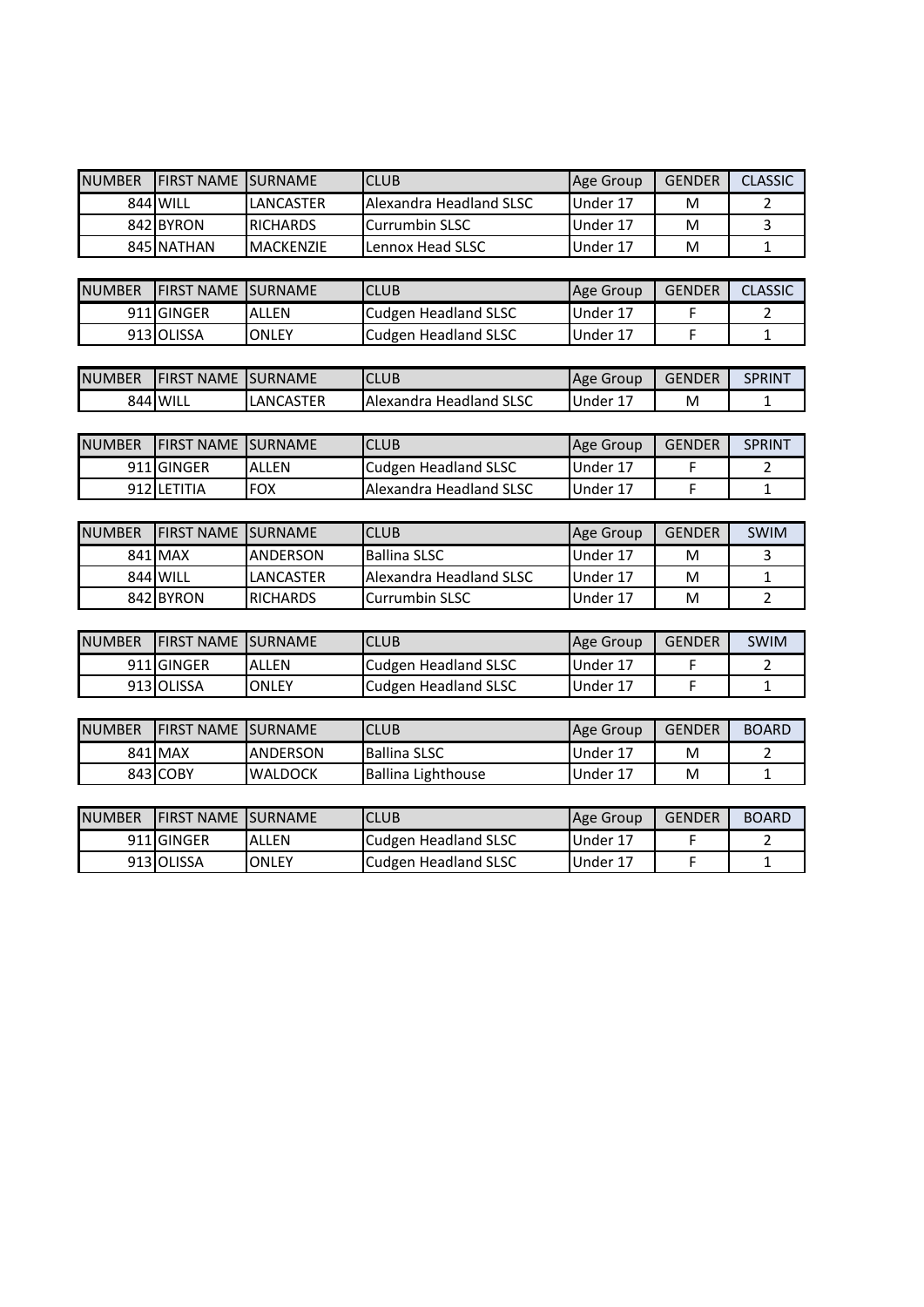| NUMBER | FIRST NAME | SURNAME | CLUB | Age Group | GENDER | CLASSIC |
|---|---|---|---|---|---|---|
| 844 | WILL | LANCASTER | Alexandra Headland SLSC | Under 17 | M | 2 |
| 842 | BYRON | RICHARDS | Currumbin SLSC | Under 17 | M | 3 |
| 845 | NATHAN | MACKENZIE | Lennox Head SLSC | Under 17 | M | 1 |

| NUMBER | FIRST NAME | SURNAME | CLUB | Age Group | GENDER | CLASSIC |
|---|---|---|---|---|---|---|
| 911 | GINGER | ALLEN | Cudgen Headland SLSC | Under 17 | F | 2 |
| 913 | OLISSA | ONLEY | Cudgen Headland SLSC | Under 17 | F | 1 |

| NUMBER | FIRST NAME | SURNAME | CLUB | Age Group | GENDER | SPRINT |
|---|---|---|---|---|---|---|
| 844 | WILL | LANCASTER | Alexandra Headland SLSC | Under 17 | M | 1 |

| NUMBER | FIRST NAME | SURNAME | CLUB | Age Group | GENDER | SPRINT |
|---|---|---|---|---|---|---|
| 911 | GINGER | ALLEN | Cudgen Headland SLSC | Under 17 | F | 2 |
| 912 | LETITIA | FOX | Alexandra Headland SLSC | Under 17 | F | 1 |

| NUMBER | FIRST NAME | SURNAME | CLUB | Age Group | GENDER | SWIM |
|---|---|---|---|---|---|---|
| 841 | MAX | ANDERSON | Ballina SLSC | Under 17 | M | 3 |
| 844 | WILL | LANCASTER | Alexandra Headland SLSC | Under 17 | M | 1 |
| 842 | BYRON | RICHARDS | Currumbin SLSC | Under 17 | M | 2 |

| NUMBER | FIRST NAME | SURNAME | CLUB | Age Group | GENDER | SWIM |
|---|---|---|---|---|---|---|
| 911 | GINGER | ALLEN | Cudgen Headland SLSC | Under 17 | F | 2 |
| 913 | OLISSA | ONLEY | Cudgen Headland SLSC | Under 17 | F | 1 |

| NUMBER | FIRST NAME | SURNAME | CLUB | Age Group | GENDER | BOARD |
|---|---|---|---|---|---|---|
| 841 | MAX | ANDERSON | Ballina SLSC | Under 17 | M | 2 |
| 843 | COBY | WALDOCK | Ballina Lighthouse | Under 17 | M | 1 |

| NUMBER | FIRST NAME | SURNAME | CLUB | Age Group | GENDER | BOARD |
|---|---|---|---|---|---|---|
| 911 | GINGER | ALLEN | Cudgen Headland SLSC | Under 17 | F | 2 |
| 913 | OLISSA | ONLEY | Cudgen Headland SLSC | Under 17 | F | 1 |